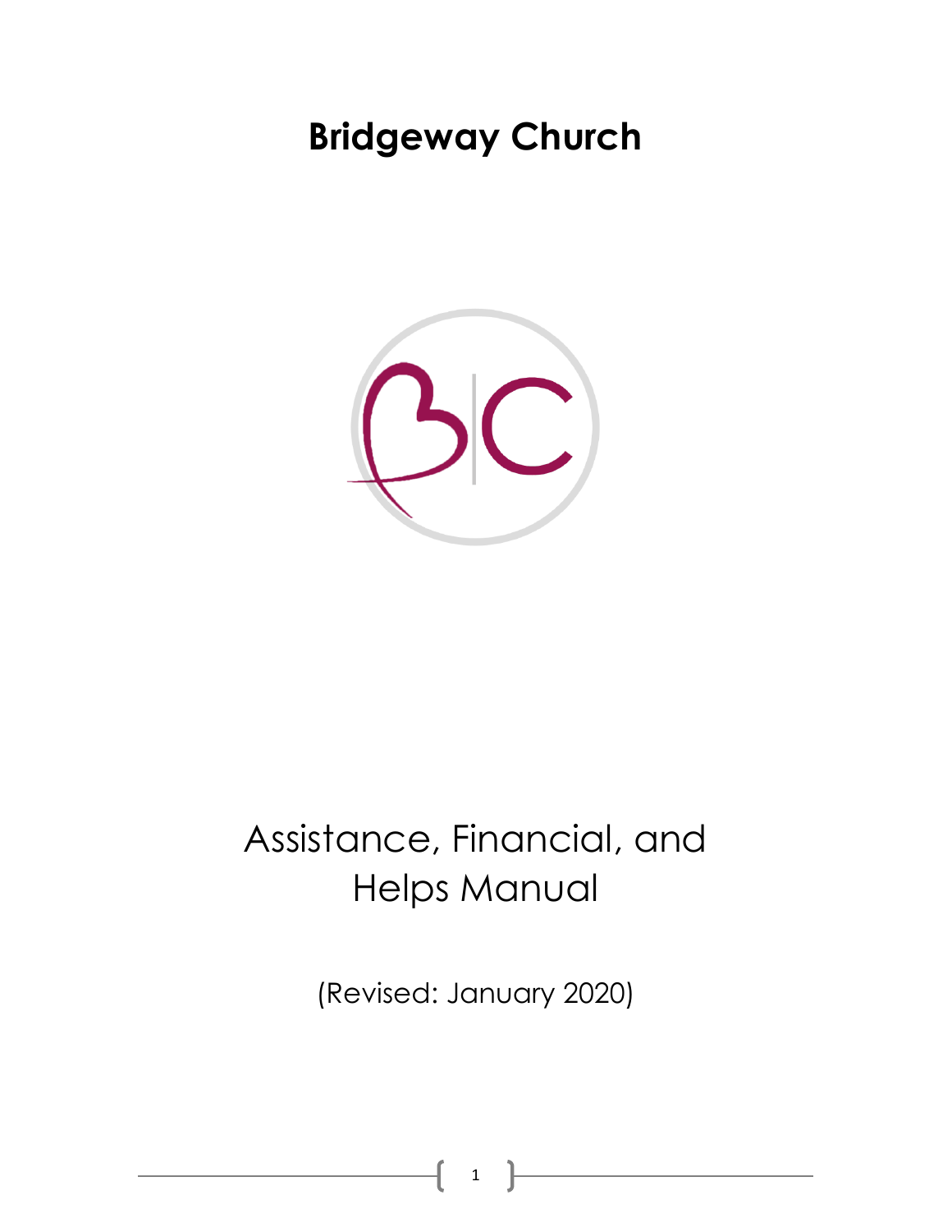# Bridgeway Church

## Assistance, Financial, and Helps Manual

(Revised: January 2020)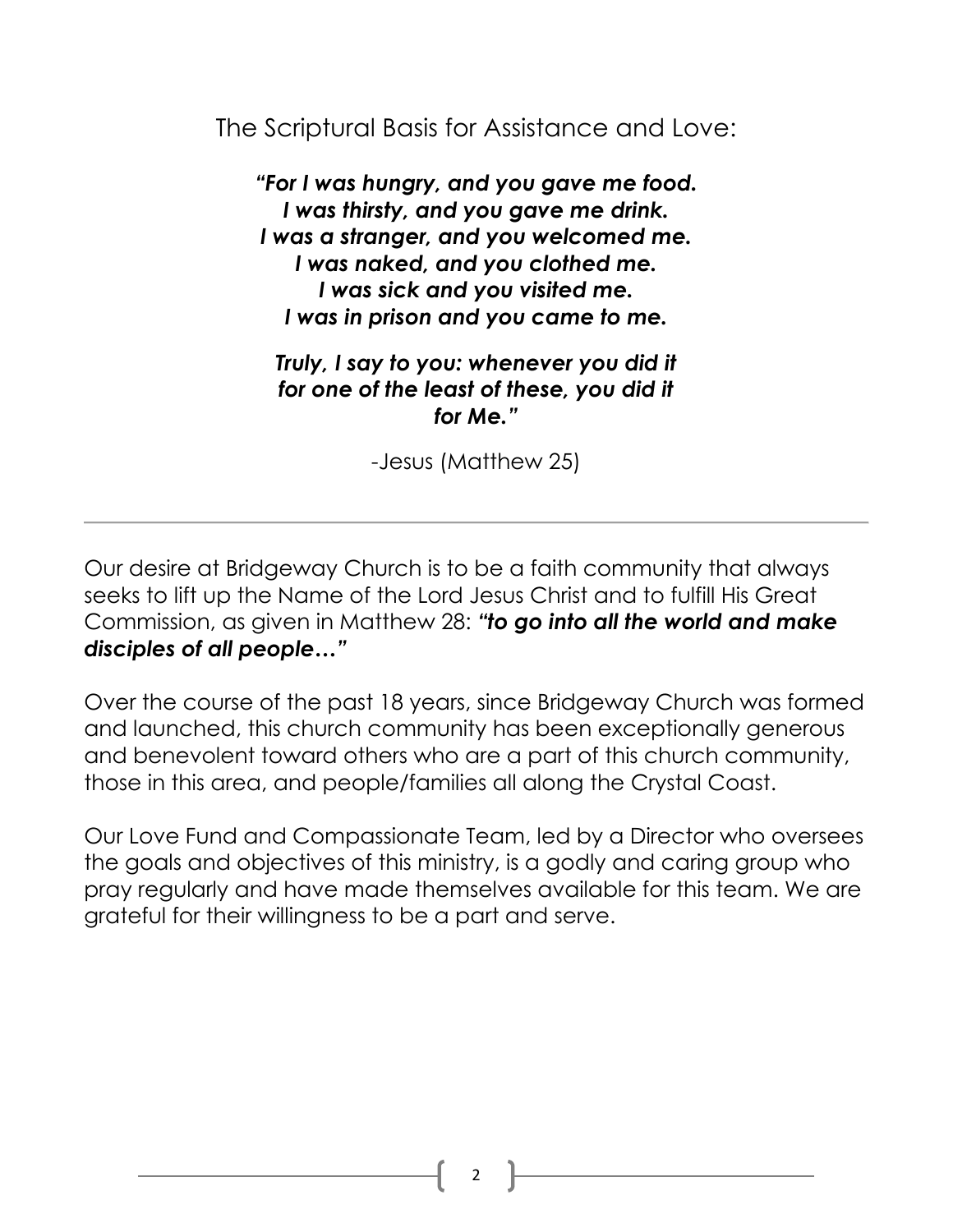## The Scriptural Basis for Assistance and Love:

***"For I was hungry, and you gave me food.***
***I was thirsty, and you gave me drink.***
***I was a stranger, and you welcomed me.***
***I was naked, and you clothed me.***
***I was sick and you visited me.***
***I was in prison and you came to me.***

***Truly, I say to you: whenever you did it for one of the least of these, you did it for Me."***

-Jesus (Matthew 25)

---

Our desire at Bridgeway Church is to be a faith community that always seeks to lift up the Name of the Lord Jesus Christ and to fulfill His Great Commission, as given in Matthew 28: ***"to go into all the world and make disciples of all people…"***

Over the course of the past 18 years, since Bridgeway Church was formed and launched, this church community has been exceptionally generous and benevolent toward others who are a part of this church community, those in this area, and people/families all along the Crystal Coast.

Our Love Fund and Compassionate Team, led by a Director who oversees the goals and objectives of this ministry, is a godly and caring group who pray regularly and have made themselves available for this team. We are grateful for their willingness to be a part and serve.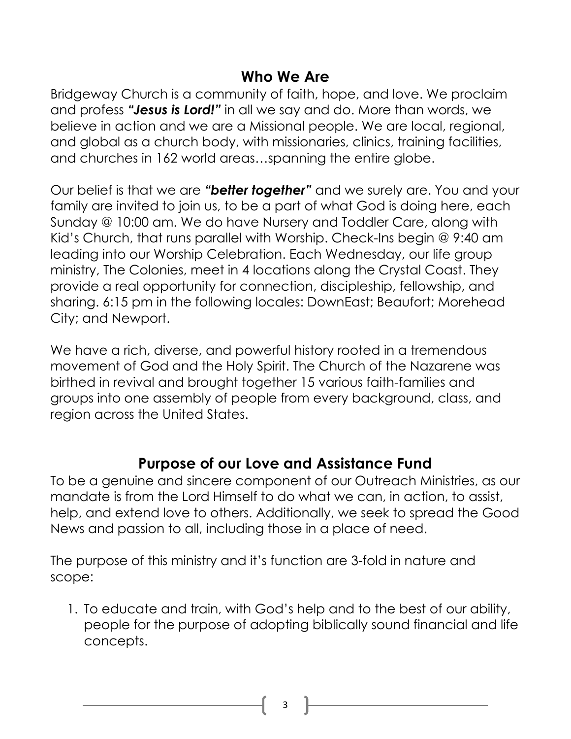## Who We Are

Bridgeway Church is a community of faith, hope, and love. We proclaim and profess ***"Jesus is Lord!"*** in all we say and do. More than words, we believe in action and we are a Missional people. We are local, regional, and global as a church body, with missionaries, clinics, training facilities, and churches in 162 world areas…spanning the entire globe.

Our belief is that we are ***"better together"*** and we surely are. You and your family are invited to join us, to be a part of what God is doing here, each Sunday @ 10:00 am. We do have Nursery and Toddler Care, along with Kid's Church, that runs parallel with Worship. Check-Ins begin @ 9:40 am leading into our Worship Celebration. Each Wednesday, our life group ministry, The Colonies, meet in 4 locations along the Crystal Coast. They provide a real opportunity for connection, discipleship, fellowship, and sharing. 6:15 pm in the following locales: DownEast; Beaufort; Morehead City; and Newport.

We have a rich, diverse, and powerful history rooted in a tremendous movement of God and the Holy Spirit. The Church of the Nazarene was birthed in revival and brought together 15 various faith-families and groups into one assembly of people from every background, class, and region across the United States.

## Purpose of our Love and Assistance Fund

To be a genuine and sincere component of our Outreach Ministries, as our mandate is from the Lord Himself to do what we can, in action, to assist, help, and extend love to others. Additionally, we seek to spread the Good News and passion to all, including those in a place of need.

The purpose of this ministry and it's function are 3-fold in nature and scope:

1. To educate and train, with God's help and to the best of our ability, people for the purpose of adopting biblically sound financial and life concepts.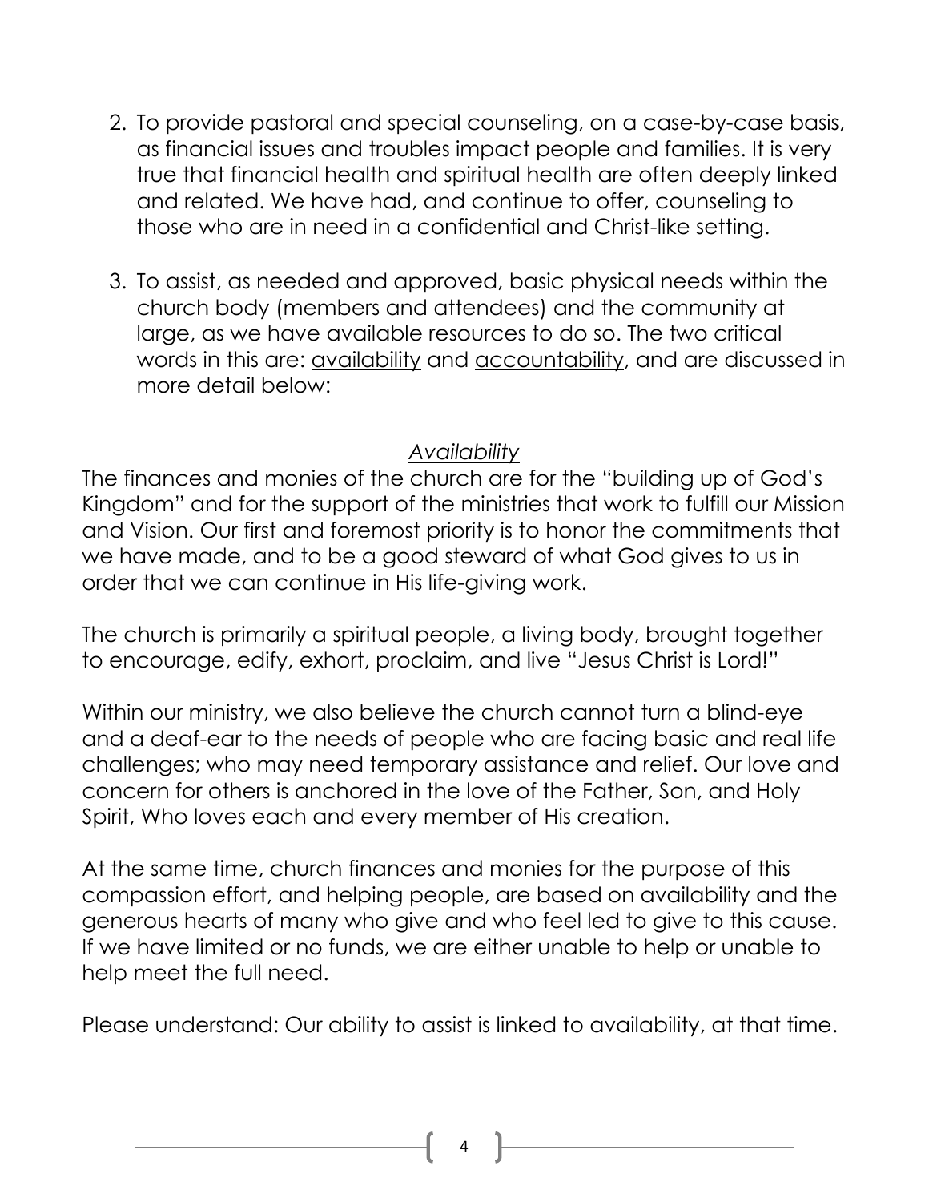2. To provide pastoral and special counseling, on a case-by-case basis, as financial issues and troubles impact people and families. It is very true that financial health and spiritual health are often deeply linked and related. We have had, and continue to offer, counseling to those who are in need in a confidential and Christ-like setting.

3. To assist, as needed and approved, basic physical needs within the church body (members and attendees) and the community at large, as we have available resources to do so. The two critical words in this are: <u>availability</u> and <u>accountability</u>, and are discussed in more detail below:

### *<u>Availability</u>*

The finances and monies of the church are for the "building up of God's Kingdom" and for the support of the ministries that work to fulfill our Mission and Vision. Our first and foremost priority is to honor the commitments that we have made, and to be a good steward of what God gives to us in order that we can continue in His life-giving work.

The church is primarily a spiritual people, a living body, brought together to encourage, edify, exhort, proclaim, and live "Jesus Christ is Lord!"

Within our ministry, we also believe the church cannot turn a blind-eye and a deaf-ear to the needs of people who are facing basic and real life challenges; who may need temporary assistance and relief. Our love and concern for others is anchored in the love of the Father, Son, and Holy Spirit, Who loves each and every member of His creation.

At the same time, church finances and monies for the purpose of this compassion effort, and helping people, are based on availability and the generous hearts of many who give and who feel led to give to this cause. If we have limited or no funds, we are either unable to help or unable to help meet the full need.

Please understand: Our ability to assist is linked to availability, at that time.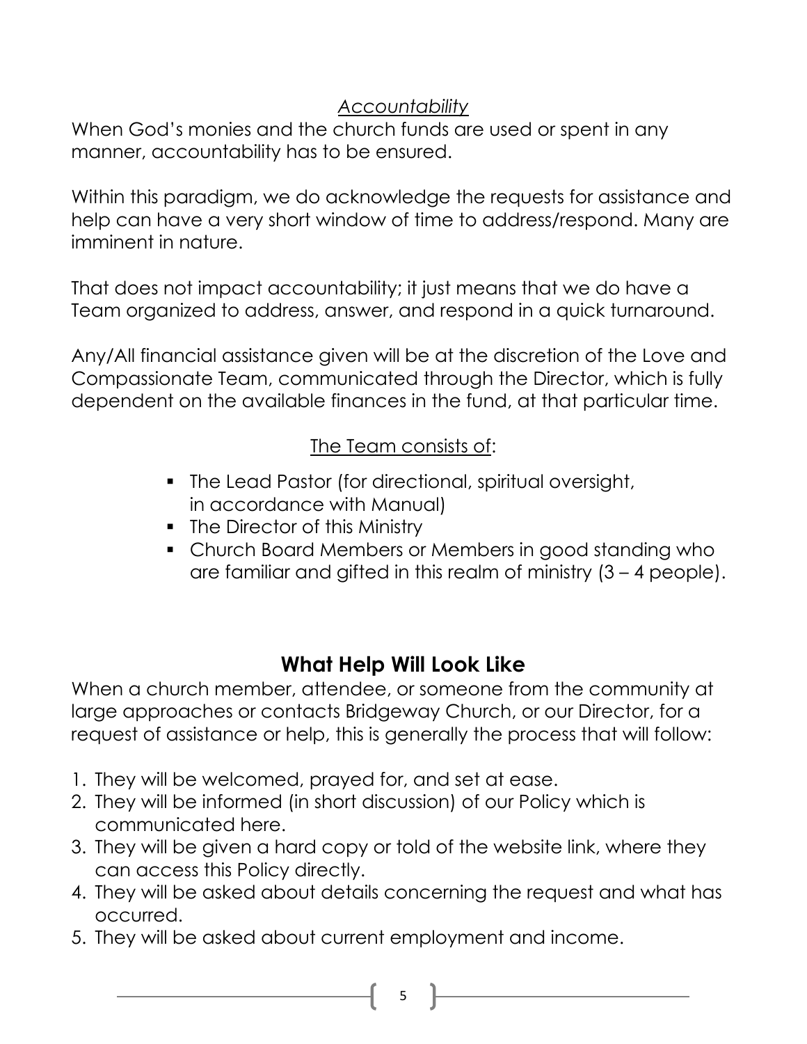*Accountability*

When God's monies and the church funds are used or spent in any manner, accountability has to be ensured.

Within this paradigm, we do acknowledge the requests for assistance and help can have a very short window of time to address/respond. Many are imminent in nature.

That does not impact accountability; it just means that we do have a Team organized to address, answer, and respond in a quick turnaround.

Any/All financial assistance given will be at the discretion of the Love and Compassionate Team, communicated through the Director, which is fully dependent on the available finances in the fund, at that particular time.

The Team consists of:

- The Lead Pastor (for directional, spiritual oversight, in accordance with Manual)
- The Director of this Ministry
- Church Board Members or Members in good standing who are familiar and gifted in this realm of ministry (3 – 4 people).

## What Help Will Look Like

When a church member, attendee, or someone from the community at large approaches or contacts Bridgeway Church, or our Director, for a request of assistance or help, this is generally the process that will follow:

1. They will be welcomed, prayed for, and set at ease.
2. They will be informed (in short discussion) of our Policy which is communicated here.
3. They will be given a hard copy or told of the website link, where they can access this Policy directly.
4. They will be asked about details concerning the request and what has occurred.
5. They will be asked about current employment and income.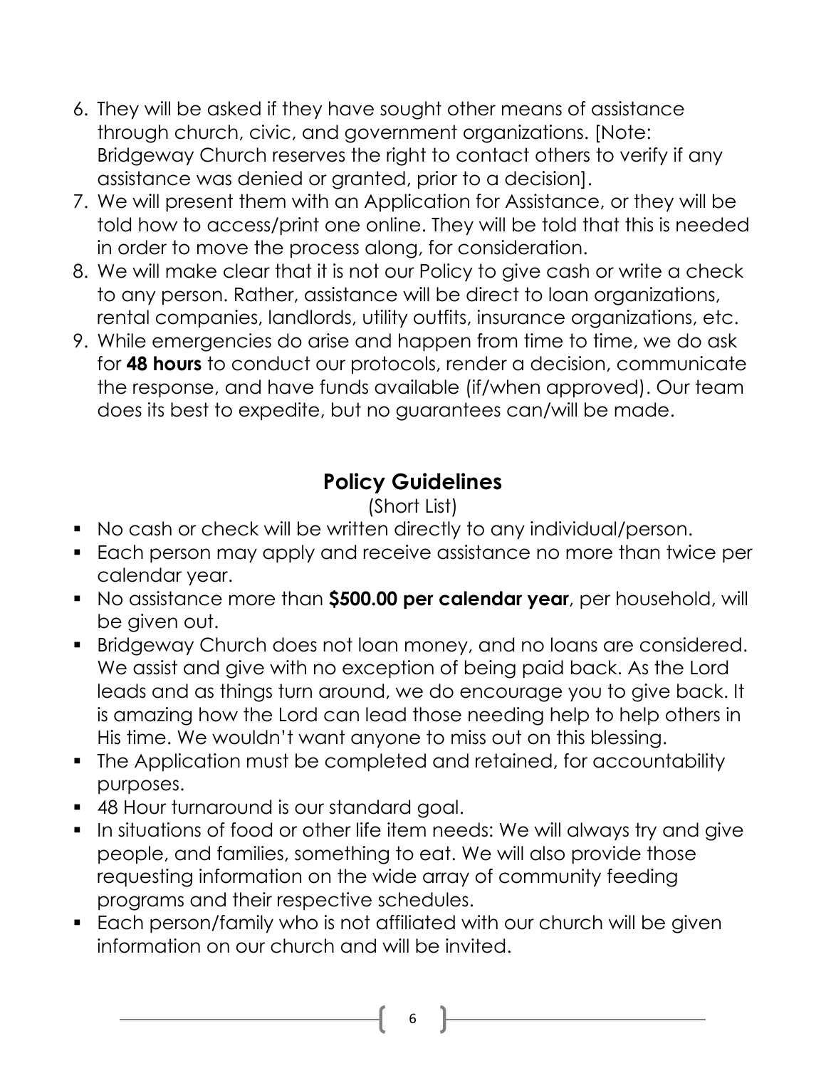6. They will be asked if they have sought other means of assistance through church, civic, and government organizations. [Note: Bridgeway Church reserves the right to contact others to verify if any assistance was denied or granted, prior to a decision].
7. We will present them with an Application for Assistance, or they will be told how to access/print one online. They will be told that this is needed in order to move the process along, for consideration.
8. We will make clear that it is not our Policy to give cash or write a check to any person. Rather, assistance will be direct to loan organizations, rental companies, landlords, utility outfits, insurance organizations, etc.
9. While emergencies do arise and happen from time to time, we do ask for **48 hours** to conduct our protocols, render a decision, communicate the response, and have funds available (if/when approved). Our team does its best to expedite, but no guarantees can/will be made.

## Policy Guidelines

(Short List)

- No cash or check will be written directly to any individual/person.
- Each person may apply and receive assistance no more than twice per calendar year.
- No assistance more than **$500.00 per calendar year**, per household, will be given out.
- Bridgeway Church does not loan money, and no loans are considered. We assist and give with no exception of being paid back. As the Lord leads and as things turn around, we do encourage you to give back. It is amazing how the Lord can lead those needing help to help others in His time. We wouldn't want anyone to miss out on this blessing.
- The Application must be completed and retained, for accountability purposes.
- 48 Hour turnaround is our standard goal.
- In situations of food or other life item needs: We will always try and give people, and families, something to eat. We will also provide those requesting information on the wide array of community feeding programs and their respective schedules.
- Each person/family who is not affiliated with our church will be given information on our church and will be invited.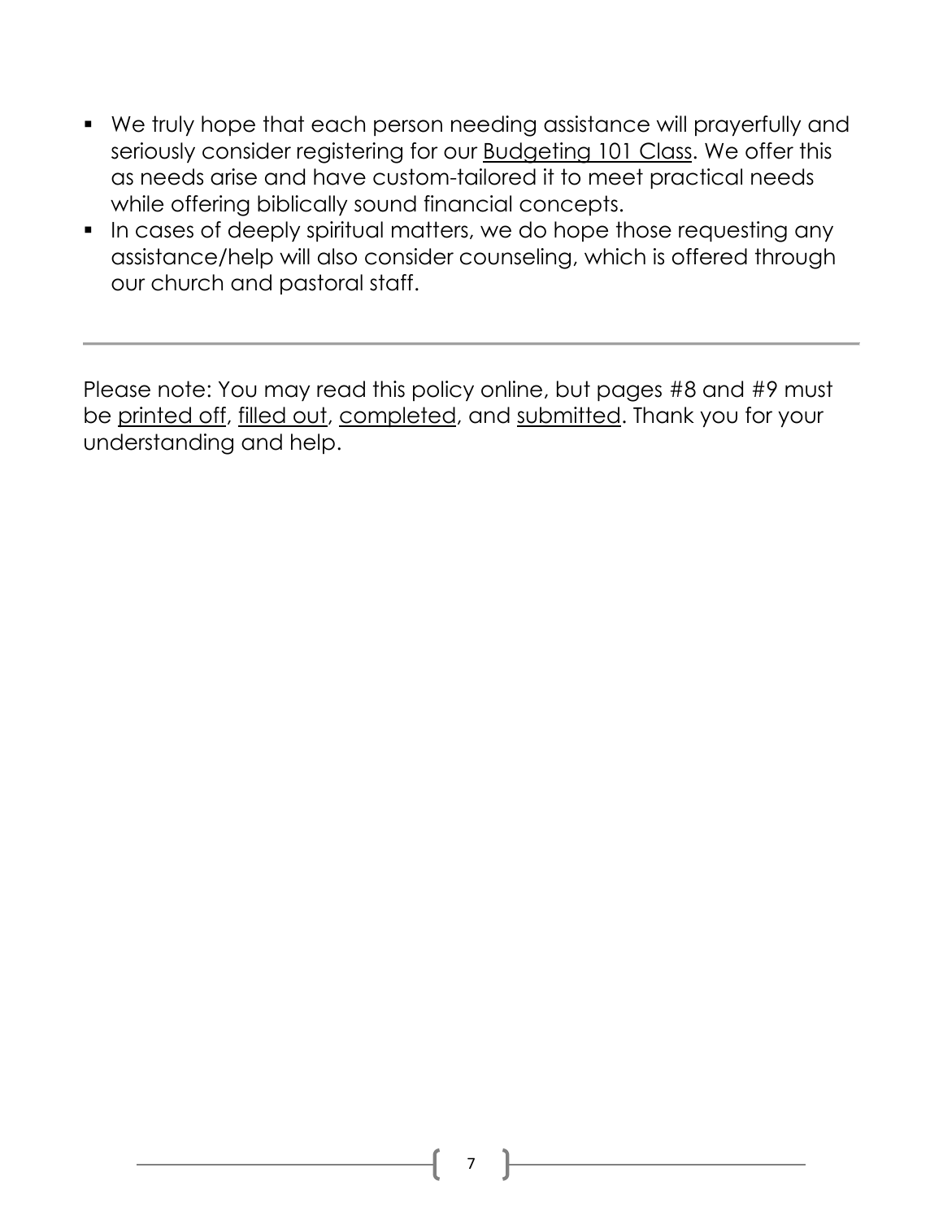- We truly hope that each person needing assistance will prayerfully and seriously consider registering for our Budgeting 101 Class. We offer this as needs arise and have custom-tailored it to meet practical needs while offering biblically sound financial concepts.
- In cases of deeply spiritual matters, we do hope those requesting any assistance/help will also consider counseling, which is offered through our church and pastoral staff.

---

Please note: You may read this policy online, but pages #8 and #9 must be printed off, filled out, completed, and submitted. Thank you for your understanding and help.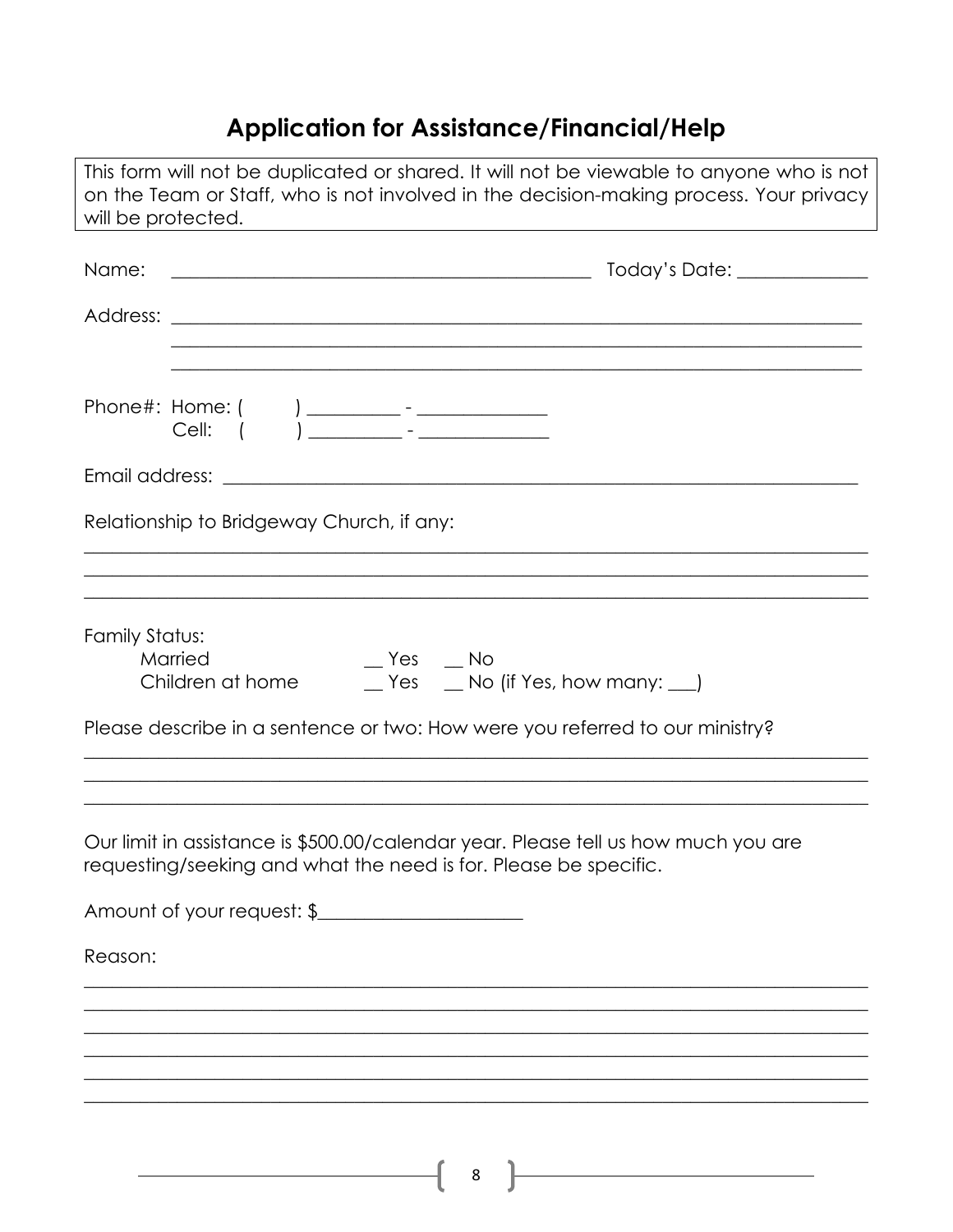## Application for Assistance/Financial/Help

> This form will not be duplicated or shared. It will not be viewable to anyone who is not on the Team or Staff, who is not involved in the decision-making process. Your privacy will be protected.

Name: ____________________________________________ Today's Date: _____________

Address: __________________________________________________________________________

__________________________________________________________________________

__________________________________________________________________________

Phone#: Home: (     ) __________ - ______________

Cell: (     ) __________ - ______________

Email address: ______________________________________________________________________

Relationship to Bridgeway Church, if any:

______________________________________________________________________________

______________________________________________________________________________

______________________________________________________________________________

Family Status:

Married __ Yes __ No

Children at home __ Yes __ No (if Yes, how many: ___)

Please describe in a sentence or two: How were you referred to our ministry?

______________________________________________________________________________

______________________________________________________________________________

______________________________________________________________________________

Our limit in assistance is $500.00/calendar year. Please tell us how much you are requesting/seeking and what the need is for. Please be specific.

Amount of your request: $______________________

Reason:

______________________________________________________________________________

______________________________________________________________________________

______________________________________________________________________________

______________________________________________________________________________

______________________________________________________________________________

______________________________________________________________________________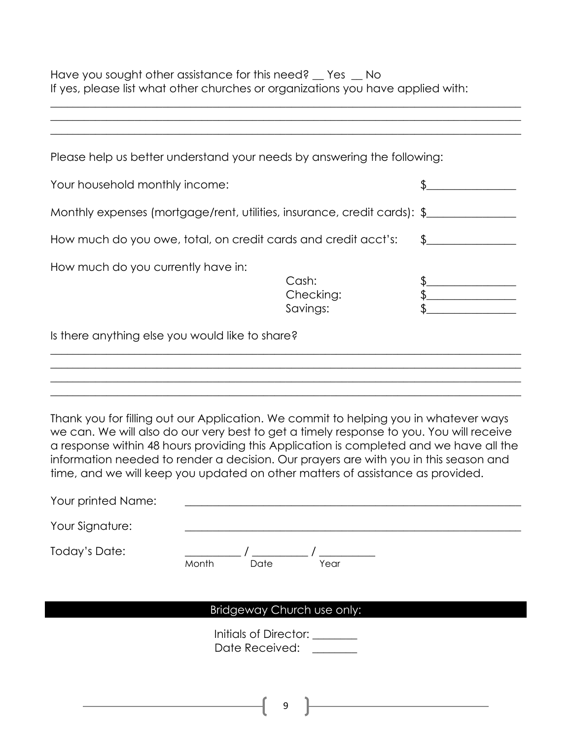Have you sought other assistance for this need? __ Yes __ No
If yes, please list what other churches or organizations you have applied with:

_______________________________________________________________________________
_______________________________________________________________________________
_______________________________________________________________________________

Please help us better understand your needs by answering the following:

Your household monthly income: $_______________

Monthly expenses (mortgage/rent, utilities, insurance, credit cards): $_______________

How much do you owe, total, on credit cards and credit acct's: $_______________

How much do you currently have in:

Cash: $_______________
Checking: $_______________
Savings: $_______________

Is there anything else you would like to share?

_______________________________________________________________________________
_______________________________________________________________________________
_______________________________________________________________________________
_______________________________________________________________________________

Thank you for filling out our Application. We commit to helping you in whatever ways we can. We will also do our very best to get a timely response to you. You will receive a response within 48 hours providing this Application is completed and we have all the information needed to render a decision. Our prayers are with you in this season and time, and we will keep you updated on other matters of assistance as provided.

Your printed Name: _______________________________________________

Your Signature: _______________________________________________

Today's Date: __________ / __________ / __________
Month Date Year

**Bridgeway Church use only:**

Initials of Director: ________
Date Received: ________